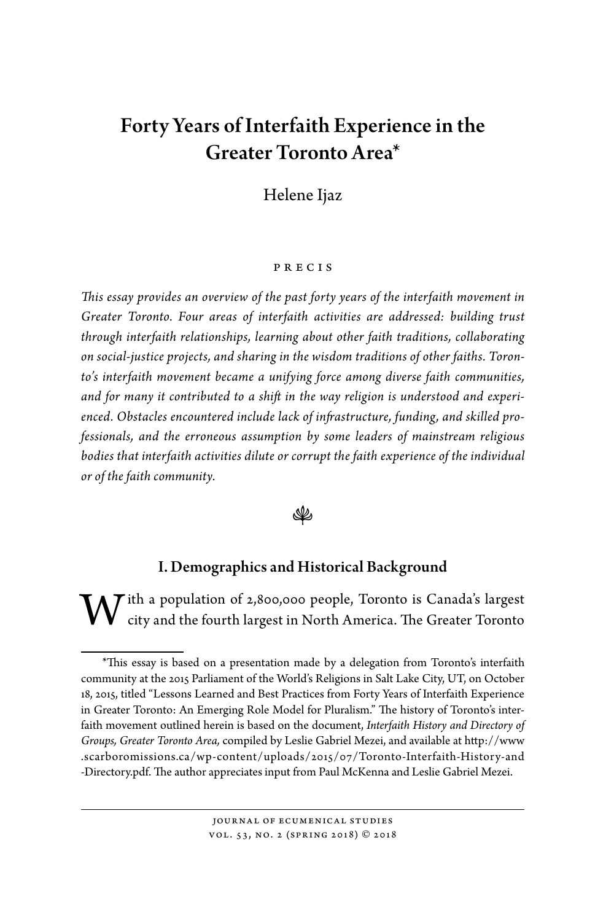# Forty Years of Interfaith Experience in the Greater Toronto Area*

Helene Ijaz

PRECIS

*This essay provides an overview of the past forty years of the interfaith movement in Greater Toronto. Four areas of interfaith activities are addressed: building trust through interfaith relationships, learning about other faith traditions, collaborating on social-justice projects, and sharing in the wisdom traditions of other faiths. Toronto's interfaith movement became a unifying force among diverse faith communities, and for many it contributed to a shift in the way religion is understood and experienced. Obstacles encountered include lack of infrastructure, funding, and skilled professionals, and the erroneous assumption by some leaders of mainstream religious bodies that interfaith activities dilute or corrupt the faith experience of the individual or of the faith community.*

## I. Demographics and Historical Background

With a population of 2,800,000 people, Toronto is Canada's largest city and the fourth largest in North America. The Greater Toronto

---

*This essay is based on a presentation made by a delegation from Toronto's interfaith community at the 2015 Parliament of the World's Religions in Salt Lake City, UT, on October 18, 2015, titled "Lessons Learned and Best Practices from Forty Years of Interfaith Experience in Greater Toronto: An Emerging Role Model for Pluralism." The history of Toronto's interfaith movement outlined herein is based on the document, *Interfaith History and Directory of Groups, Greater Toronto Area,* compiled by Leslie Gabriel Mezei, and available at http://www.scarboromissions.ca/wp-content/uploads/2015/07/Toronto-Interfaith-History-and-Directory.pdf. The author appreciates input from Paul McKenna and Leslie Gabriel Mezei.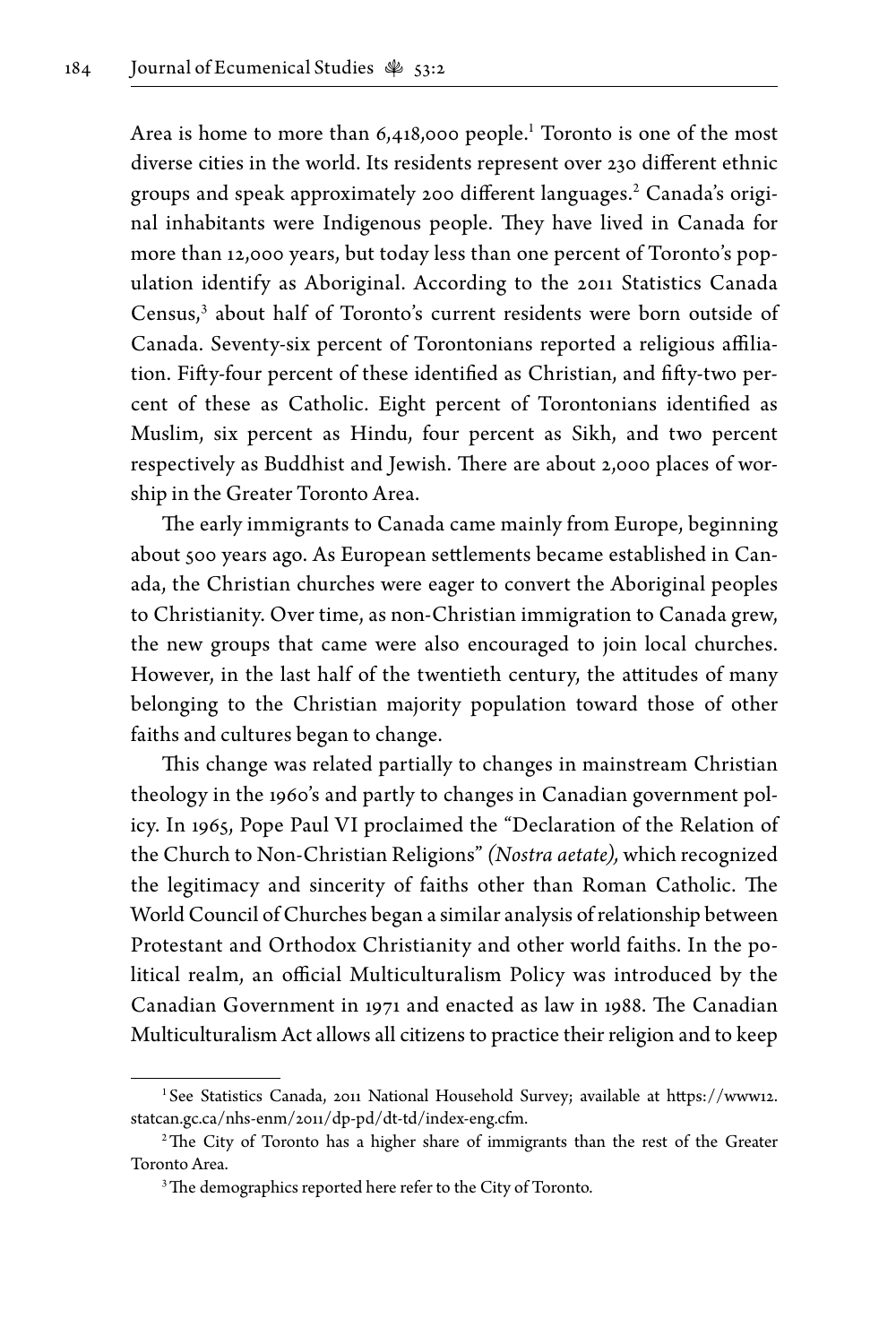Area is home to more than 6,418,000 people.[1] Toronto is one of the most diverse cities in the world. Its residents represent over 230 different ethnic groups and speak approximately 200 different languages.[2] Canada's original inhabitants were Indigenous people. They have lived in Canada for more than 12,000 years, but today less than one percent of Toronto's population identify as Aboriginal. According to the 2011 Statistics Canada Census,[3] about half of Toronto's current residents were born outside of Canada. Seventy-six percent of Torontonians reported a religious affiliation. Fifty-four percent of these identified as Christian, and fifty-two percent of these as Catholic. Eight percent of Torontonians identified as Muslim, six percent as Hindu, four percent as Sikh, and two percent respectively as Buddhist and Jewish. There are about 2,000 places of worship in the Greater Toronto Area.

The early immigrants to Canada came mainly from Europe, beginning about 500 years ago. As European settlements became established in Canada, the Christian churches were eager to convert the Aboriginal peoples to Christianity. Over time, as non-Christian immigration to Canada grew, the new groups that came were also encouraged to join local churches. However, in the last half of the twentieth century, the attitudes of many belonging to the Christian majority population toward those of other faiths and cultures began to change.

This change was related partially to changes in mainstream Christian theology in the 1960's and partly to changes in Canadian government policy. In 1965, Pope Paul VI proclaimed the "Declaration of the Relation of the Church to Non-Christian Religions" *(Nostra aetate),* which recognized the legitimacy and sincerity of faiths other than Roman Catholic. The World Council of Churches began a similar analysis of relationship between Protestant and Orthodox Christianity and other world faiths. In the political realm, an official Multiculturalism Policy was introduced by the Canadian Government in 1971 and enacted as law in 1988. The Canadian Multiculturalism Act allows all citizens to practice their religion and to keep

---

[1] See Statistics Canada, 2011 National Household Survey; available at https://www12.statcan.gc.ca/nhs-enm/2011/dp-pd/dt-td/index-eng.cfm.

[2] The City of Toronto has a higher share of immigrants than the rest of the Greater Toronto Area.

[3] The demographics reported here refer to the City of Toronto.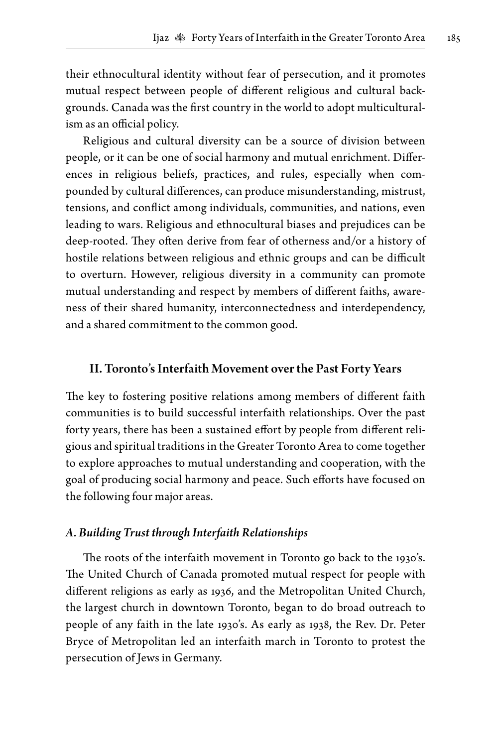their ethnocultural identity without fear of persecution, and it promotes mutual respect between people of different religious and cultural backgrounds. Canada was the first country in the world to adopt multiculturalism as an official policy.

Religious and cultural diversity can be a source of division between people, or it can be one of social harmony and mutual enrichment. Differences in religious beliefs, practices, and rules, especially when compounded by cultural differences, can produce misunderstanding, mistrust, tensions, and conflict among individuals, communities, and nations, even leading to wars. Religious and ethnocultural biases and prejudices can be deep-rooted. They often derive from fear of otherness and/or a history of hostile relations between religious and ethnic groups and can be difficult to overturn. However, religious diversity in a community can promote mutual understanding and respect by members of different faiths, awareness of their shared humanity, interconnectedness and interdependency, and a shared commitment to the common good.

## II. Toronto's Interfaith Movement over the Past Forty Years

The key to fostering positive relations among members of different faith communities is to build successful interfaith relationships. Over the past forty years, there has been a sustained effort by people from different religious and spiritual traditions in the Greater Toronto Area to come together to explore approaches to mutual understanding and cooperation, with the goal of producing social harmony and peace. Such efforts have focused on the following four major areas.

### *A. Building Trust through Interfaith Relationships*

The roots of the interfaith movement in Toronto go back to the 1930's. The United Church of Canada promoted mutual respect for people with different religions as early as 1936, and the Metropolitan United Church, the largest church in downtown Toronto, began to do broad outreach to people of any faith in the late 1930's. As early as 1938, the Rev. Dr. Peter Bryce of Metropolitan led an interfaith march in Toronto to protest the persecution of Jews in Germany.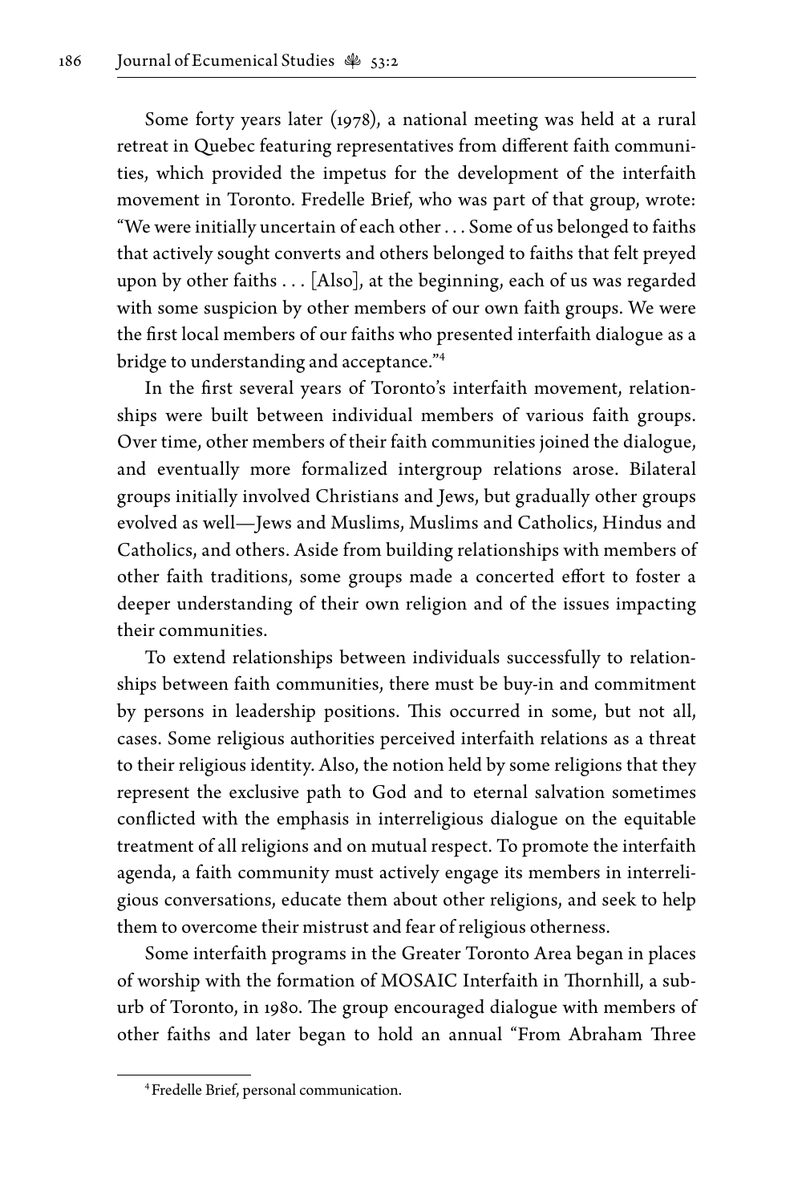Some forty years later (1978), a national meeting was held at a rural retreat in Quebec featuring representatives from different faith communities, which provided the impetus for the development of the interfaith movement in Toronto. Fredelle Brief, who was part of that group, wrote: "We were initially uncertain of each other . . . Some of us belonged to faiths that actively sought converts and others belonged to faiths that felt preyed upon by other faiths . . . [Also], at the beginning, each of us was regarded with some suspicion by other members of our own faith groups. We were the first local members of our faiths who presented interfaith dialogue as a bridge to understanding and acceptance."[4]

In the first several years of Toronto's interfaith movement, relationships were built between individual members of various faith groups. Over time, other members of their faith communities joined the dialogue, and eventually more formalized intergroup relations arose. Bilateral groups initially involved Christians and Jews, but gradually other groups evolved as well—Jews and Muslims, Muslims and Catholics, Hindus and Catholics, and others. Aside from building relationships with members of other faith traditions, some groups made a concerted effort to foster a deeper understanding of their own religion and of the issues impacting their communities.

To extend relationships between individuals successfully to relationships between faith communities, there must be buy-in and commitment by persons in leadership positions. This occurred in some, but not all, cases. Some religious authorities perceived interfaith relations as a threat to their religious identity. Also, the notion held by some religions that they represent the exclusive path to God and to eternal salvation sometimes conflicted with the emphasis in interreligious dialogue on the equitable treatment of all religions and on mutual respect. To promote the interfaith agenda, a faith community must actively engage its members in interreligious conversations, educate them about other religions, and seek to help them to overcome their mistrust and fear of religious otherness.

Some interfaith programs in the Greater Toronto Area began in places of worship with the formation of MOSAIC Interfaith in Thornhill, a suburb of Toronto, in 1980. The group encouraged dialogue with members of other faiths and later began to hold an annual "From Abraham Three

[4] Fredelle Brief, personal communication.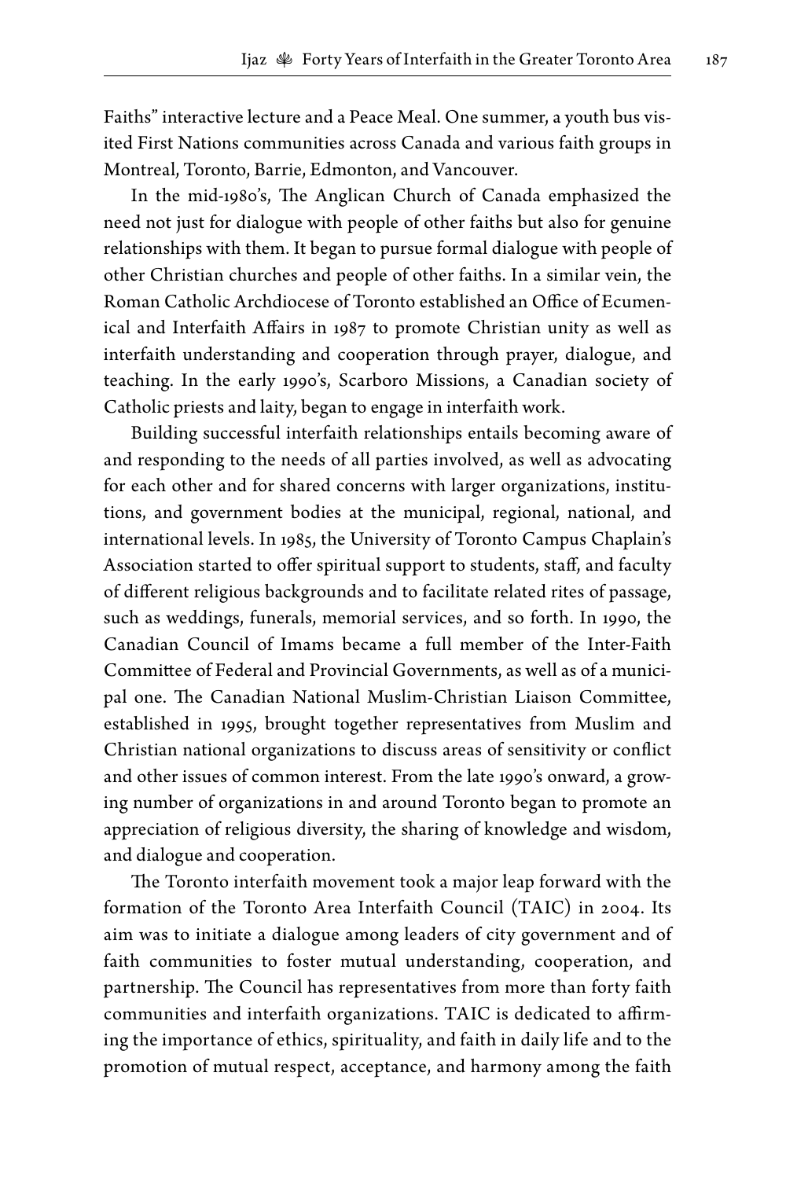Faiths" interactive lecture and a Peace Meal. One summer, a youth bus visited First Nations communities across Canada and various faith groups in Montreal, Toronto, Barrie, Edmonton, and Vancouver.

In the mid-1980's, The Anglican Church of Canada emphasized the need not just for dialogue with people of other faiths but also for genuine relationships with them. It began to pursue formal dialogue with people of other Christian churches and people of other faiths. In a similar vein, the Roman Catholic Archdiocese of Toronto established an Office of Ecumenical and Interfaith Affairs in 1987 to promote Christian unity as well as interfaith understanding and cooperation through prayer, dialogue, and teaching. In the early 1990's, Scarboro Missions, a Canadian society of Catholic priests and laity, began to engage in interfaith work.

Building successful interfaith relationships entails becoming aware of and responding to the needs of all parties involved, as well as advocating for each other and for shared concerns with larger organizations, institutions, and government bodies at the municipal, regional, national, and international levels. In 1985, the University of Toronto Campus Chaplain's Association started to offer spiritual support to students, staff, and faculty of different religious backgrounds and to facilitate related rites of passage, such as weddings, funerals, memorial services, and so forth. In 1990, the Canadian Council of Imams became a full member of the Inter-Faith Committee of Federal and Provincial Governments, as well as of a municipal one. The Canadian National Muslim-Christian Liaison Committee, established in 1995, brought together representatives from Muslim and Christian national organizations to discuss areas of sensitivity or conflict and other issues of common interest. From the late 1990's onward, a growing number of organizations in and around Toronto began to promote an appreciation of religious diversity, the sharing of knowledge and wisdom, and dialogue and cooperation.

The Toronto interfaith movement took a major leap forward with the formation of the Toronto Area Interfaith Council (TAIC) in 2004. Its aim was to initiate a dialogue among leaders of city government and of faith communities to foster mutual understanding, cooperation, and partnership. The Council has representatives from more than forty faith communities and interfaith organizations. TAIC is dedicated to affirming the importance of ethics, spirituality, and faith in daily life and to the promotion of mutual respect, acceptance, and harmony among the faith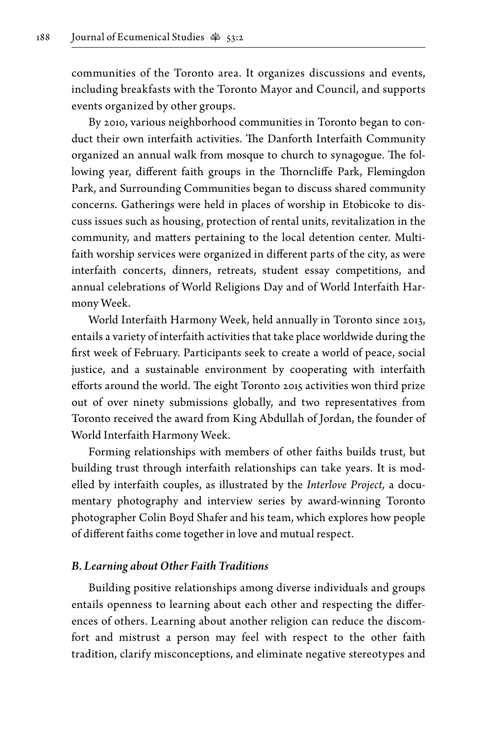communities of the Toronto area. It organizes discussions and events, including breakfasts with the Toronto Mayor and Council, and supports events organized by other groups.

By 2010, various neighborhood communities in Toronto began to conduct their own interfaith activities. The Danforth Interfaith Community organized an annual walk from mosque to church to synagogue. The following year, different faith groups in the Thorncliffe Park, Flemingdon Park, and Surrounding Communities began to discuss shared community concerns. Gatherings were held in places of worship in Etobicoke to discuss issues such as housing, protection of rental units, revitalization in the community, and matters pertaining to the local detention center. Multi-faith worship services were organized in different parts of the city, as were interfaith concerts, dinners, retreats, student essay competitions, and annual celebrations of World Religions Day and of World Interfaith Harmony Week.

World Interfaith Harmony Week, held annually in Toronto since 2013, entails a variety of interfaith activities that take place worldwide during the first week of February. Participants seek to create a world of peace, social justice, and a sustainable environment by cooperating with interfaith efforts around the world. The eight Toronto 2015 activities won third prize out of over ninety submissions globally, and two representatives from Toronto received the award from King Abdullah of Jordan, the founder of World Interfaith Harmony Week.

Forming relationships with members of other faiths builds trust, but building trust through interfaith relationships can take years. It is modelled by interfaith couples, as illustrated by the *Interlove Project,* a documentary photography and interview series by award-winning Toronto photographer Colin Boyd Shafer and his team, which explores how people of different faiths come together in love and mutual respect.

### *B. Learning about Other Faith Traditions*

Building positive relationships among diverse individuals and groups entails openness to learning about each other and respecting the differences of others. Learning about another religion can reduce the discomfort and mistrust a person may feel with respect to the other faith tradition, clarify misconceptions, and eliminate negative stereotypes and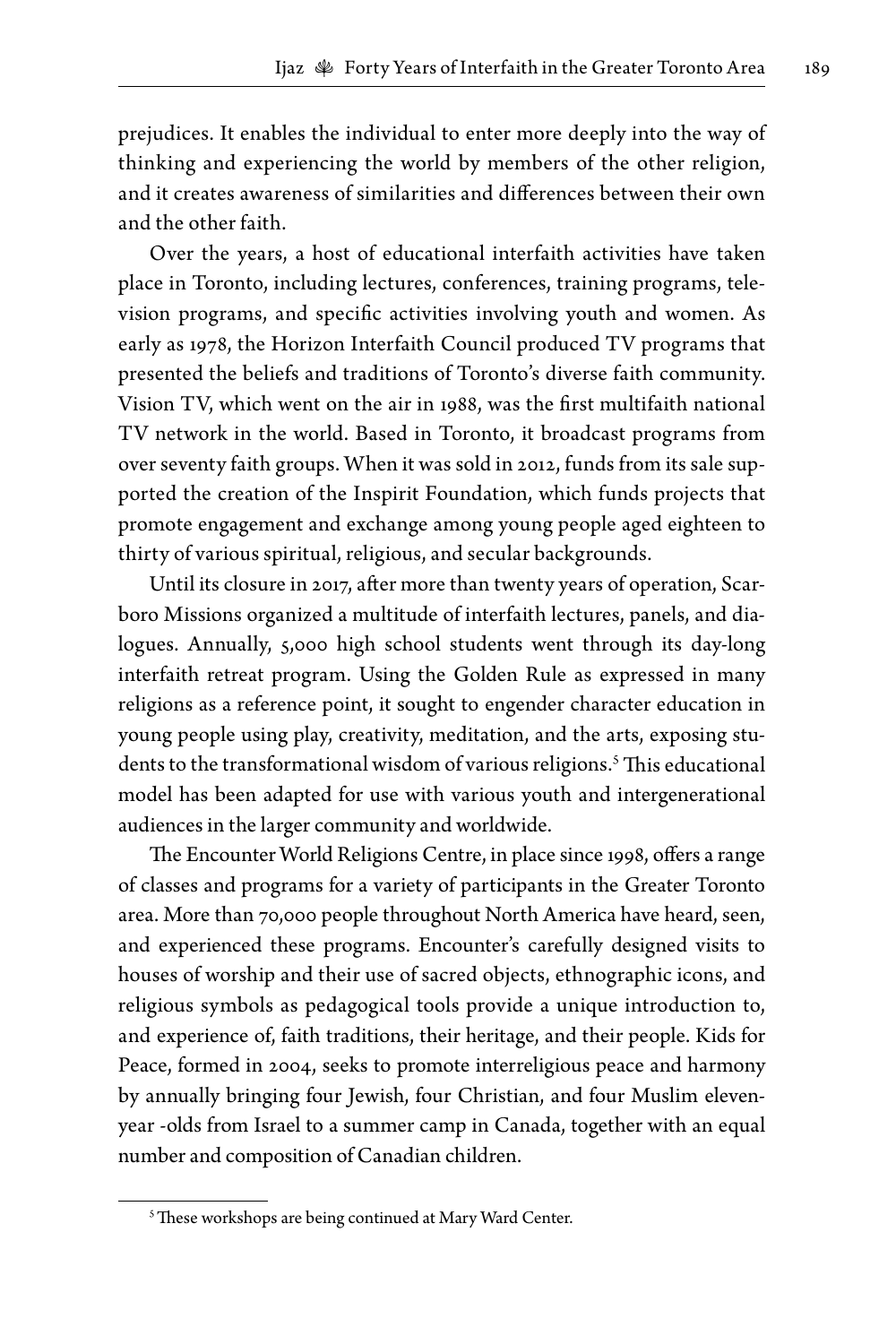prejudices. It enables the individual to enter more deeply into the way of thinking and experiencing the world by members of the other religion, and it creates awareness of similarities and differences between their own and the other faith.

Over the years, a host of educational interfaith activities have taken place in Toronto, including lectures, conferences, training programs, television programs, and specific activities involving youth and women. As early as 1978, the Horizon Interfaith Council produced TV programs that presented the beliefs and traditions of Toronto's diverse faith community. Vision TV, which went on the air in 1988, was the first multifaith national TV network in the world. Based in Toronto, it broadcast programs from over seventy faith groups. When it was sold in 2012, funds from its sale supported the creation of the Inspirit Foundation, which funds projects that promote engagement and exchange among young people aged eighteen to thirty of various spiritual, religious, and secular backgrounds.

Until its closure in 2017, after more than twenty years of operation, Scarboro Missions organized a multitude of interfaith lectures, panels, and dialogues. Annually, 5,000 high school students went through its day-long interfaith retreat program. Using the Golden Rule as expressed in many religions as a reference point, it sought to engender character education in young people using play, creativity, meditation, and the arts, exposing students to the transformational wisdom of various religions.[5] This educational model has been adapted for use with various youth and intergenerational audiences in the larger community and worldwide.

The Encounter World Religions Centre, in place since 1998, offers a range of classes and programs for a variety of participants in the Greater Toronto area. More than 70,000 people throughout North America have heard, seen, and experienced these programs. Encounter's carefully designed visits to houses of worship and their use of sacred objects, ethnographic icons, and religious symbols as pedagogical tools provide a unique introduction to, and experience of, faith traditions, their heritage, and their people. Kids for Peace, formed in 2004, seeks to promote interreligious peace and harmony by annually bringing four Jewish, four Christian, and four Muslim eleven-year -olds from Israel to a summer camp in Canada, together with an equal number and composition of Canadian children.

[5] These workshops are being continued at Mary Ward Center.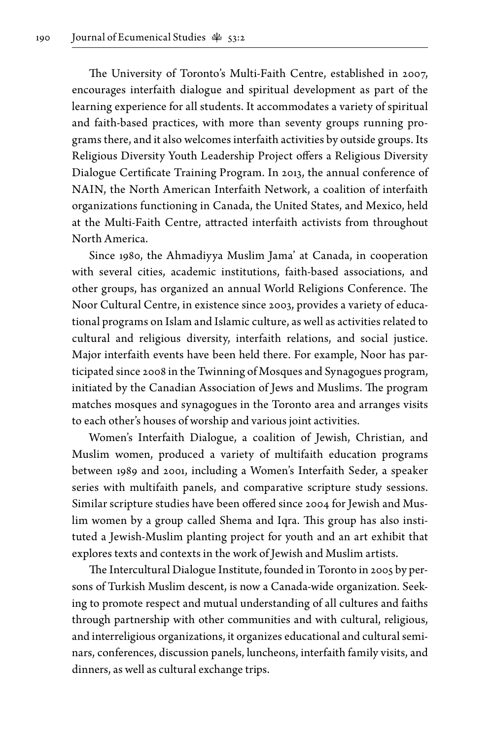The University of Toronto's Multi-Faith Centre, established in 2007, encourages interfaith dialogue and spiritual development as part of the learning experience for all students. It accommodates a variety of spiritual and faith-based practices, with more than seventy groups running programs there, and it also welcomes interfaith activities by outside groups. Its Religious Diversity Youth Leadership Project offers a Religious Diversity Dialogue Certificate Training Program. In 2013, the annual conference of NAIN, the North American Interfaith Network, a coalition of interfaith organizations functioning in Canada, the United States, and Mexico, held at the Multi-Faith Centre, attracted interfaith activists from throughout North America.

Since 1980, the Ahmadiyya Muslim Jama' at Canada, in cooperation with several cities, academic institutions, faith-based associations, and other groups, has organized an annual World Religions Conference. The Noor Cultural Centre, in existence since 2003, provides a variety of educational programs on Islam and Islamic culture, as well as activities related to cultural and religious diversity, interfaith relations, and social justice. Major interfaith events have been held there. For example, Noor has participated since 2008 in the Twinning of Mosques and Synagogues program, initiated by the Canadian Association of Jews and Muslims. The program matches mosques and synagogues in the Toronto area and arranges visits to each other's houses of worship and various joint activities.

Women's Interfaith Dialogue, a coalition of Jewish, Christian, and Muslim women, produced a variety of multifaith education programs between 1989 and 2001, including a Women's Interfaith Seder, a speaker series with multifaith panels, and comparative scripture study sessions. Similar scripture studies have been offered since 2004 for Jewish and Muslim women by a group called Shema and Iqra. This group has also instituted a Jewish-Muslim planting project for youth and an art exhibit that explores texts and contexts in the work of Jewish and Muslim artists.

The Intercultural Dialogue Institute, founded in Toronto in 2005 by persons of Turkish Muslim descent, is now a Canada-wide organization. Seeking to promote respect and mutual understanding of all cultures and faiths through partnership with other communities and with cultural, religious, and interreligious organizations, it organizes educational and cultural seminars, conferences, discussion panels, luncheons, interfaith family visits, and dinners, as well as cultural exchange trips.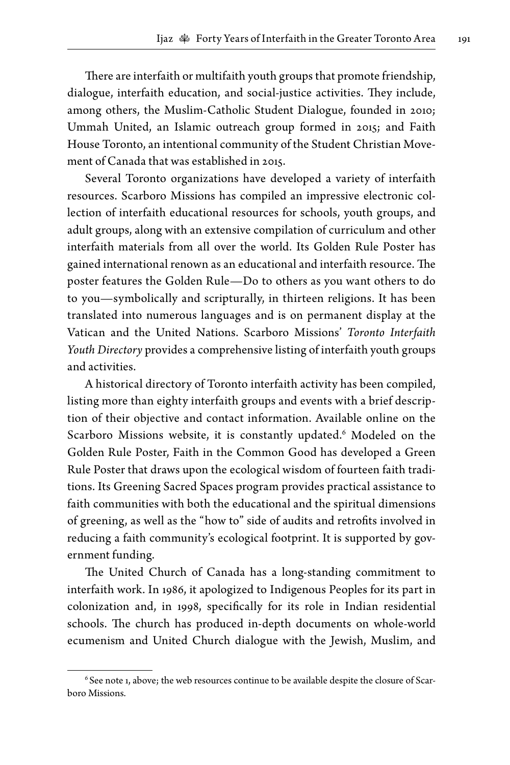There are interfaith or multifaith youth groups that promote friendship, dialogue, interfaith education, and social-justice activities. They include, among others, the Muslim-Catholic Student Dialogue, founded in 2010; Ummah United, an Islamic outreach group formed in 2015; and Faith House Toronto, an intentional community of the Student Christian Movement of Canada that was established in 2015.

Several Toronto organizations have developed a variety of interfaith resources. Scarboro Missions has compiled an impressive electronic collection of interfaith educational resources for schools, youth groups, and adult groups, along with an extensive compilation of curriculum and other interfaith materials from all over the world. Its Golden Rule Poster has gained international renown as an educational and interfaith resource. The poster features the Golden Rule—Do to others as you want others to do to you—symbolically and scripturally, in thirteen religions. It has been translated into numerous languages and is on permanent display at the Vatican and the United Nations. Scarboro Missions' *Toronto Interfaith Youth Directory* provides a comprehensive listing of interfaith youth groups and activities.

A historical directory of Toronto interfaith activity has been compiled, listing more than eighty interfaith groups and events with a brief description of their objective and contact information. Available online on the Scarboro Missions website, it is constantly updated.[6] Modeled on the Golden Rule Poster, Faith in the Common Good has developed a Green Rule Poster that draws upon the ecological wisdom of fourteen faith traditions. Its Greening Sacred Spaces program provides practical assistance to faith communities with both the educational and the spiritual dimensions of greening, as well as the "how to" side of audits and retrofits involved in reducing a faith community's ecological footprint. It is supported by government funding.

The United Church of Canada has a long-standing commitment to interfaith work. In 1986, it apologized to Indigenous Peoples for its part in colonization and, in 1998, specifically for its role in Indian residential schools. The church has produced in-depth documents on whole-world ecumenism and United Church dialogue with the Jewish, Muslim, and

[6] See note 1, above; the web resources continue to be available despite the closure of Scarboro Missions.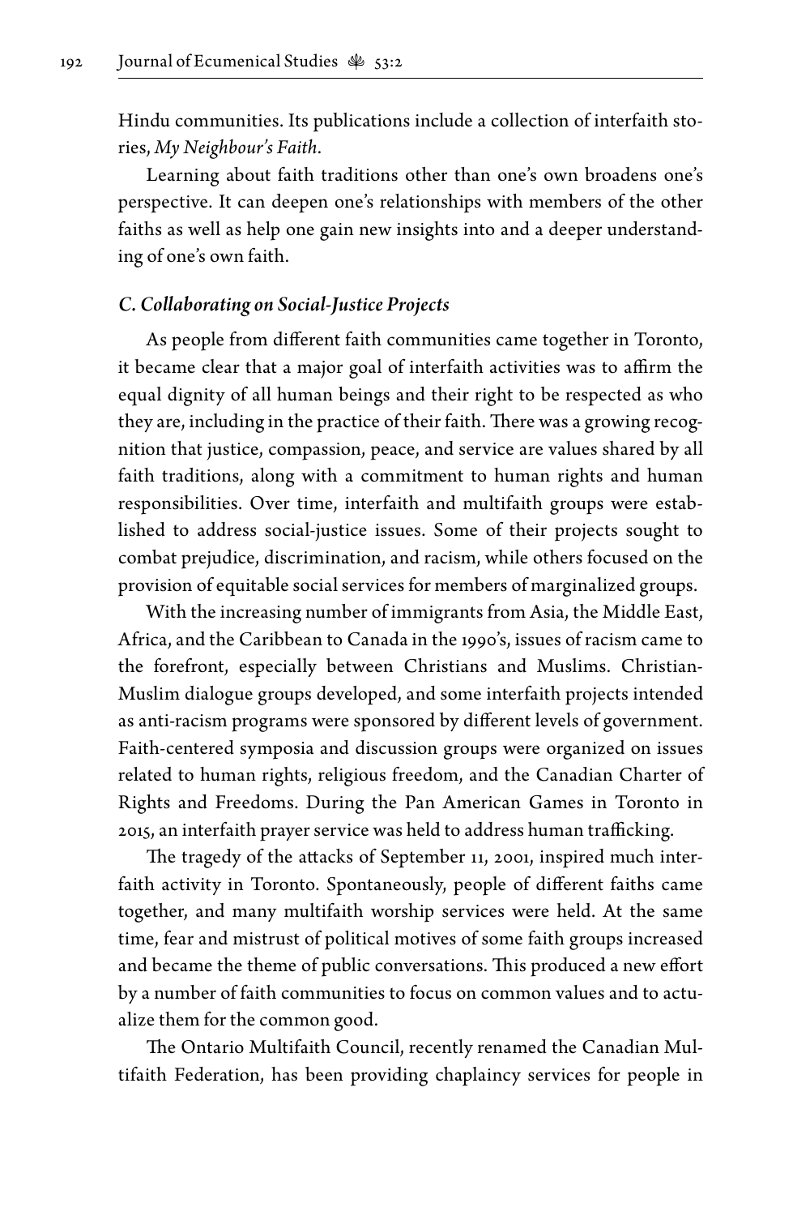Hindu communities. Its publications include a collection of interfaith stories, *My Neighbour's Faith*.

Learning about faith traditions other than one's own broadens one's perspective. It can deepen one's relationships with members of the other faiths as well as help one gain new insights into and a deeper understanding of one's own faith.

### *C. Collaborating on Social-Justice Projects*

As people from different faith communities came together in Toronto, it became clear that a major goal of interfaith activities was to affirm the equal dignity of all human beings and their right to be respected as who they are, including in the practice of their faith. There was a growing recognition that justice, compassion, peace, and service are values shared by all faith traditions, along with a commitment to human rights and human responsibilities. Over time, interfaith and multifaith groups were established to address social-justice issues. Some of their projects sought to combat prejudice, discrimination, and racism, while others focused on the provision of equitable social services for members of marginalized groups.

With the increasing number of immigrants from Asia, the Middle East, Africa, and the Caribbean to Canada in the 1990's, issues of racism came to the forefront, especially between Christians and Muslims. Christian-Muslim dialogue groups developed, and some interfaith projects intended as anti-racism programs were sponsored by different levels of government. Faith-centered symposia and discussion groups were organized on issues related to human rights, religious freedom, and the Canadian Charter of Rights and Freedoms. During the Pan American Games in Toronto in 2015, an interfaith prayer service was held to address human trafficking.

The tragedy of the attacks of September 11, 2001, inspired much interfaith activity in Toronto. Spontaneously, people of different faiths came together, and many multifaith worship services were held. At the same time, fear and mistrust of political motives of some faith groups increased and became the theme of public conversations. This produced a new effort by a number of faith communities to focus on common values and to actualize them for the common good.

The Ontario Multifaith Council, recently renamed the Canadian Multifaith Federation, has been providing chaplaincy services for people in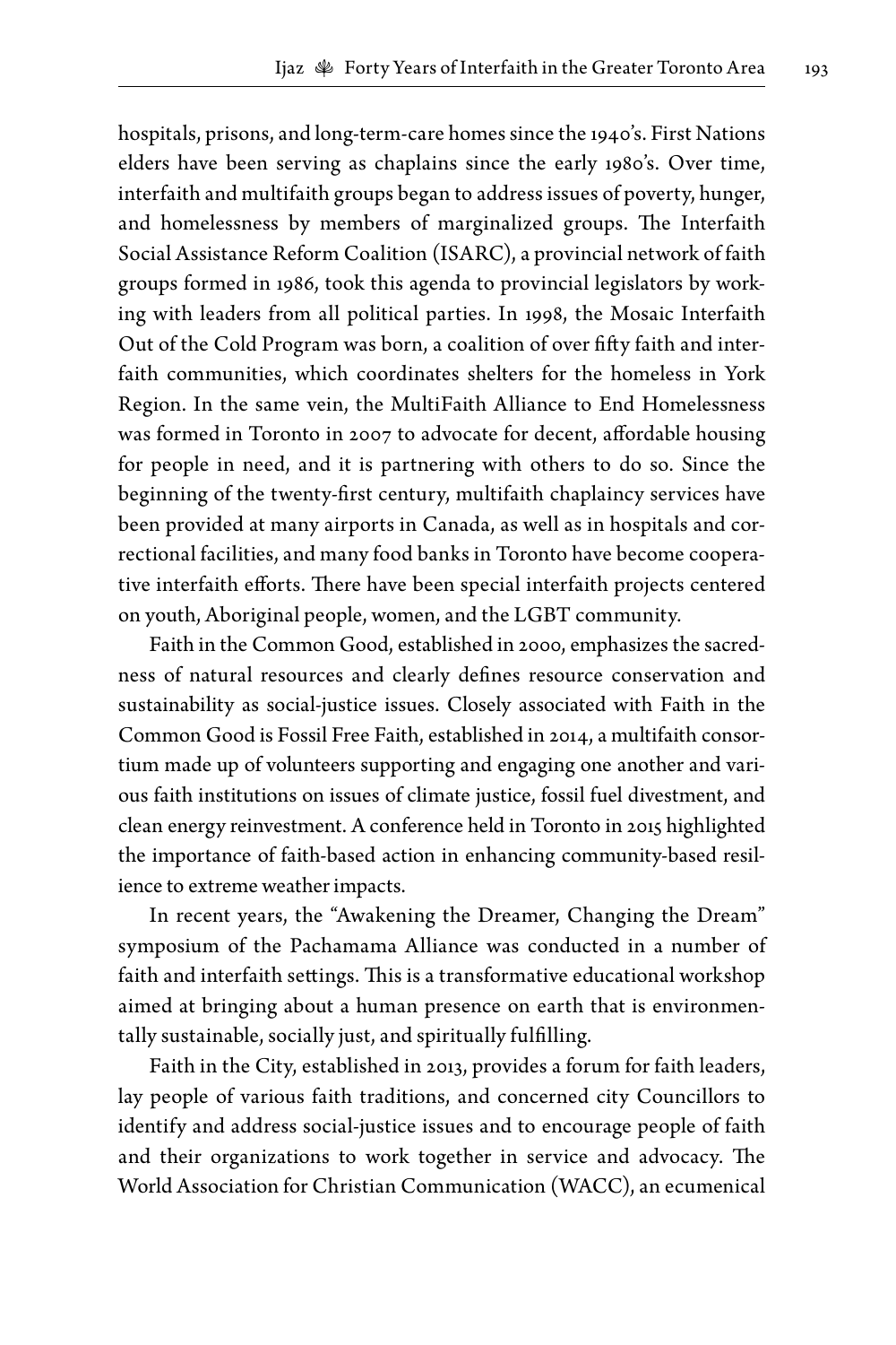hospitals, prisons, and long-term-care homes since the 1940's. First Nations elders have been serving as chaplains since the early 1980's. Over time, interfaith and multifaith groups began to address issues of poverty, hunger, and homelessness by members of marginalized groups. The Interfaith Social Assistance Reform Coalition (ISARC), a provincial network of faith groups formed in 1986, took this agenda to provincial legislators by working with leaders from all political parties. In 1998, the Mosaic Interfaith Out of the Cold Program was born, a coalition of over fifty faith and interfaith communities, which coordinates shelters for the homeless in York Region. In the same vein, the MultiFaith Alliance to End Homelessness was formed in Toronto in 2007 to advocate for decent, affordable housing for people in need, and it is partnering with others to do so. Since the beginning of the twenty-first century, multifaith chaplaincy services have been provided at many airports in Canada, as well as in hospitals and correctional facilities, and many food banks in Toronto have become cooperative interfaith efforts. There have been special interfaith projects centered on youth, Aboriginal people, women, and the LGBT community.

Faith in the Common Good, established in 2000, emphasizes the sacredness of natural resources and clearly defines resource conservation and sustainability as social-justice issues. Closely associated with Faith in the Common Good is Fossil Free Faith, established in 2014, a multifaith consortium made up of volunteers supporting and engaging one another and various faith institutions on issues of climate justice, fossil fuel divestment, and clean energy reinvestment. A conference held in Toronto in 2015 highlighted the importance of faith-based action in enhancing community-based resilience to extreme weather impacts.

In recent years, the "Awakening the Dreamer, Changing the Dream" symposium of the Pachamama Alliance was conducted in a number of faith and interfaith settings. This is a transformative educational workshop aimed at bringing about a human presence on earth that is environmentally sustainable, socially just, and spiritually fulfilling.

Faith in the City, established in 2013, provides a forum for faith leaders, lay people of various faith traditions, and concerned city Councillors to identify and address social-justice issues and to encourage people of faith and their organizations to work together in service and advocacy. The World Association for Christian Communication (WACC), an ecumenical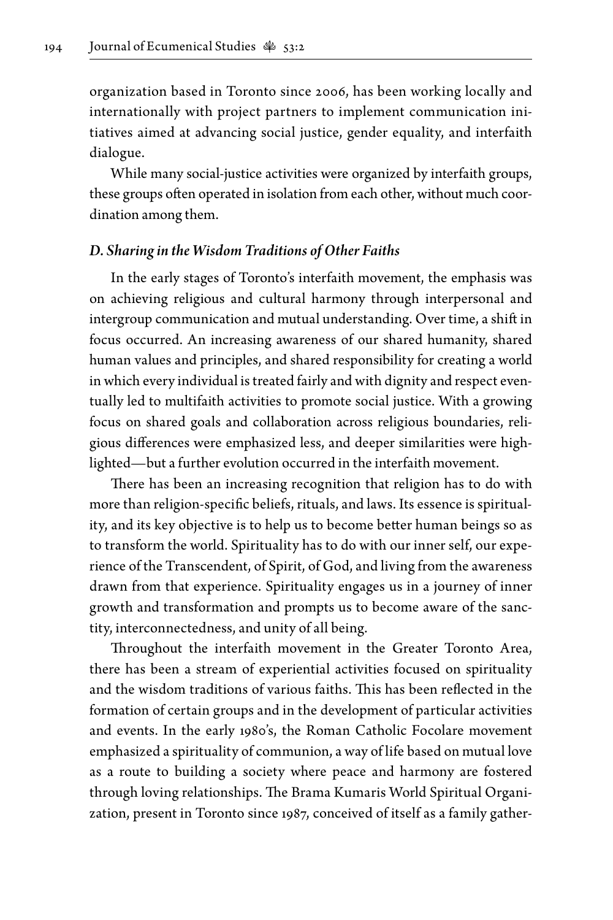organization based in Toronto since 2006, has been working locally and internationally with project partners to implement communication initiatives aimed at advancing social justice, gender equality, and interfaith dialogue.

While many social-justice activities were organized by interfaith groups, these groups often operated in isolation from each other, without much coordination among them.

### *D. Sharing in the Wisdom Traditions of Other Faiths*

In the early stages of Toronto's interfaith movement, the emphasis was on achieving religious and cultural harmony through interpersonal and intergroup communication and mutual understanding. Over time, a shift in focus occurred. An increasing awareness of our shared humanity, shared human values and principles, and shared responsibility for creating a world in which every individual is treated fairly and with dignity and respect eventually led to multifaith activities to promote social justice. With a growing focus on shared goals and collaboration across religious boundaries, religious differences were emphasized less, and deeper similarities were highlighted—but a further evolution occurred in the interfaith movement.

There has been an increasing recognition that religion has to do with more than religion-specific beliefs, rituals, and laws. Its essence is spirituality, and its key objective is to help us to become better human beings so as to transform the world. Spirituality has to do with our inner self, our experience of the Transcendent, of Spirit, of God, and living from the awareness drawn from that experience. Spirituality engages us in a journey of inner growth and transformation and prompts us to become aware of the sanctity, interconnectedness, and unity of all being.

Throughout the interfaith movement in the Greater Toronto Area, there has been a stream of experiential activities focused on spirituality and the wisdom traditions of various faiths. This has been reflected in the formation of certain groups and in the development of particular activities and events. In the early 1980's, the Roman Catholic Focolare movement emphasized a spirituality of communion, a way of life based on mutual love as a route to building a society where peace and harmony are fostered through loving relationships. The Brama Kumaris World Spiritual Organization, present in Toronto since 1987, conceived of itself as a family gather-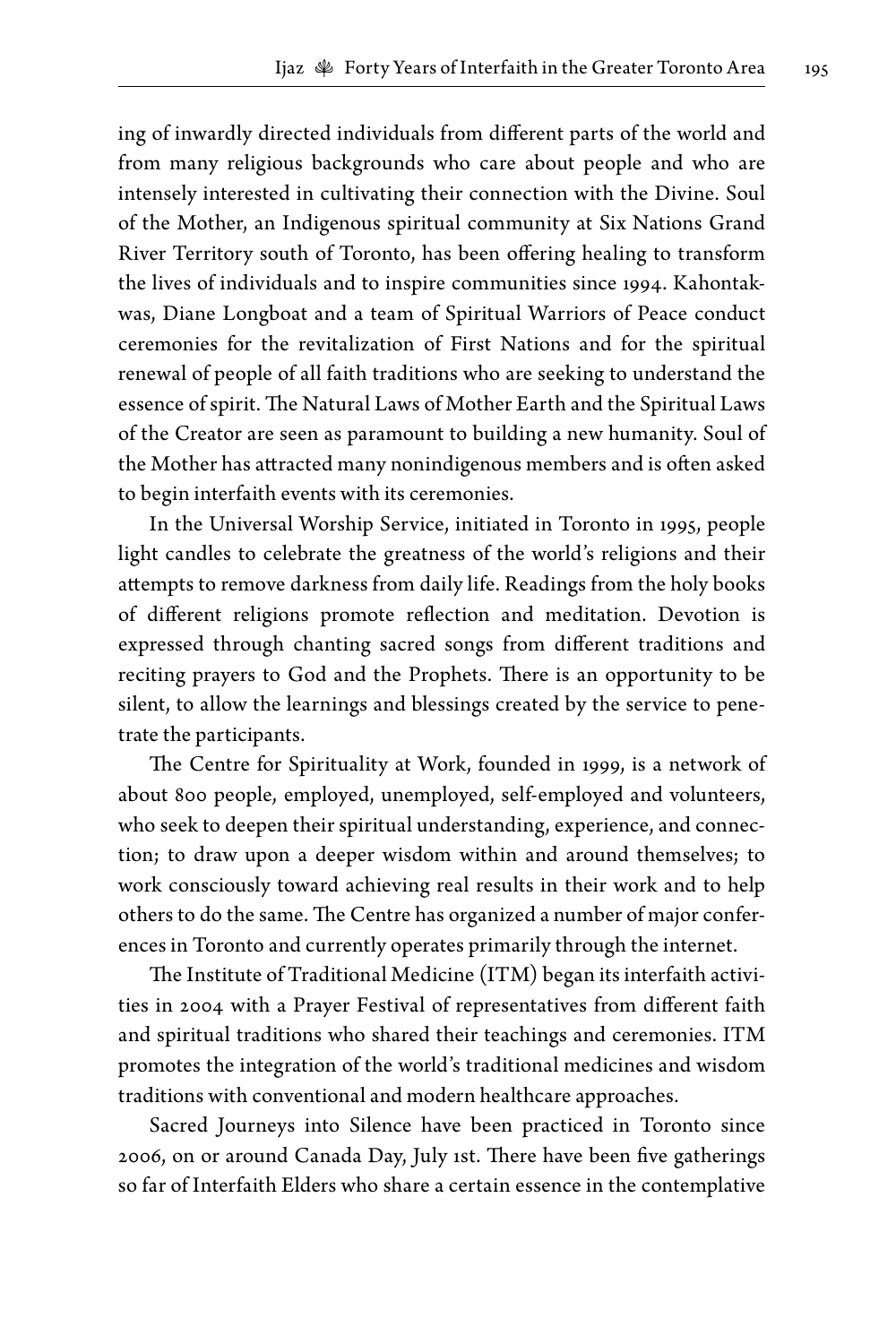ing of inwardly directed individuals from different parts of the world and from many religious backgrounds who care about people and who are intensely interested in cultivating their connection with the Divine. Soul of the Mother, an Indigenous spiritual community at Six Nations Grand River Territory south of Toronto, has been offering healing to transform the lives of individuals and to inspire communities since 1994. Kahontakwas, Diane Longboat and a team of Spiritual Warriors of Peace conduct ceremonies for the revitalization of First Nations and for the spiritual renewal of people of all faith traditions who are seeking to understand the essence of spirit. The Natural Laws of Mother Earth and the Spiritual Laws of the Creator are seen as paramount to building a new humanity. Soul of the Mother has attracted many nonindigenous members and is often asked to begin interfaith events with its ceremonies.

In the Universal Worship Service, initiated in Toronto in 1995, people light candles to celebrate the greatness of the world's religions and their attempts to remove darkness from daily life. Readings from the holy books of different religions promote reflection and meditation. Devotion is expressed through chanting sacred songs from different traditions and reciting prayers to God and the Prophets. There is an opportunity to be silent, to allow the learnings and blessings created by the service to penetrate the participants.

The Centre for Spirituality at Work, founded in 1999, is a network of about 800 people, employed, unemployed, self-employed and volunteers, who seek to deepen their spiritual understanding, experience, and connection; to draw upon a deeper wisdom within and around themselves; to work consciously toward achieving real results in their work and to help others to do the same. The Centre has organized a number of major conferences in Toronto and currently operates primarily through the internet.

The Institute of Traditional Medicine (ITM) began its interfaith activities in 2004 with a Prayer Festival of representatives from different faith and spiritual traditions who shared their teachings and ceremonies. ITM promotes the integration of the world's traditional medicines and wisdom traditions with conventional and modern healthcare approaches.

Sacred Journeys into Silence have been practiced in Toronto since 2006, on or around Canada Day, July 1st. There have been five gatherings so far of Interfaith Elders who share a certain essence in the contemplative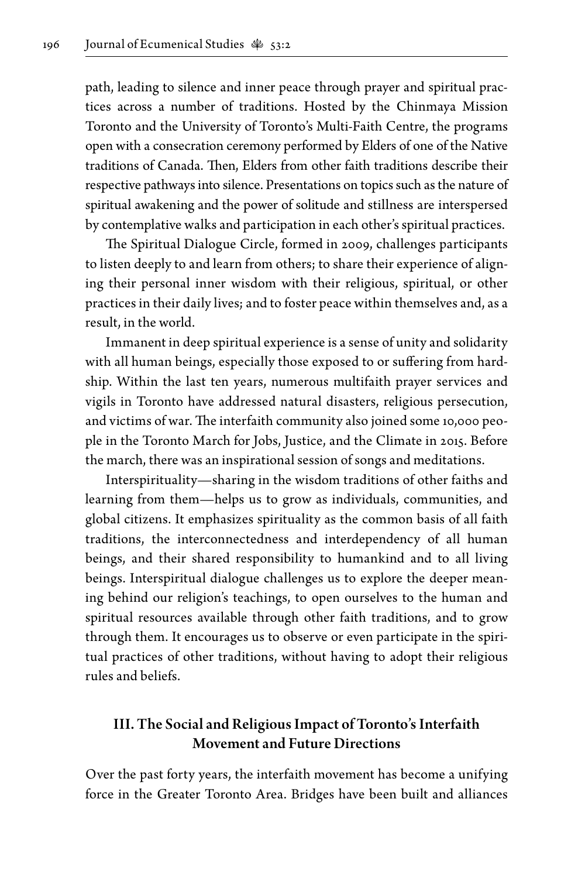path, leading to silence and inner peace through prayer and spiritual practices across a number of traditions. Hosted by the Chinmaya Mission Toronto and the University of Toronto's Multi-Faith Centre, the programs open with a consecration ceremony performed by Elders of one of the Native traditions of Canada. Then, Elders from other faith traditions describe their respective pathways into silence. Presentations on topics such as the nature of spiritual awakening and the power of solitude and stillness are interspersed by contemplative walks and participation in each other's spiritual practices.

The Spiritual Dialogue Circle, formed in 2009, challenges participants to listen deeply to and learn from others; to share their experience of aligning their personal inner wisdom with their religious, spiritual, or other practices in their daily lives; and to foster peace within themselves and, as a result, in the world.

Immanent in deep spiritual experience is a sense of unity and solidarity with all human beings, especially those exposed to or suffering from hardship. Within the last ten years, numerous multifaith prayer services and vigils in Toronto have addressed natural disasters, religious persecution, and victims of war. The interfaith community also joined some 10,000 people in the Toronto March for Jobs, Justice, and the Climate in 2015. Before the march, there was an inspirational session of songs and meditations.

Interspirituality—sharing in the wisdom traditions of other faiths and learning from them—helps us to grow as individuals, communities, and global citizens. It emphasizes spirituality as the common basis of all faith traditions, the interconnectedness and interdependency of all human beings, and their shared responsibility to humankind and to all living beings. Interspiritual dialogue challenges us to explore the deeper meaning behind our religion's teachings, to open ourselves to the human and spiritual resources available through other faith traditions, and to grow through them. It encourages us to observe or even participate in the spiritual practices of other traditions, without having to adopt their religious rules and beliefs.

## III. The Social and Religious Impact of Toronto's Interfaith Movement and Future Directions

Over the past forty years, the interfaith movement has become a unifying force in the Greater Toronto Area. Bridges have been built and alliances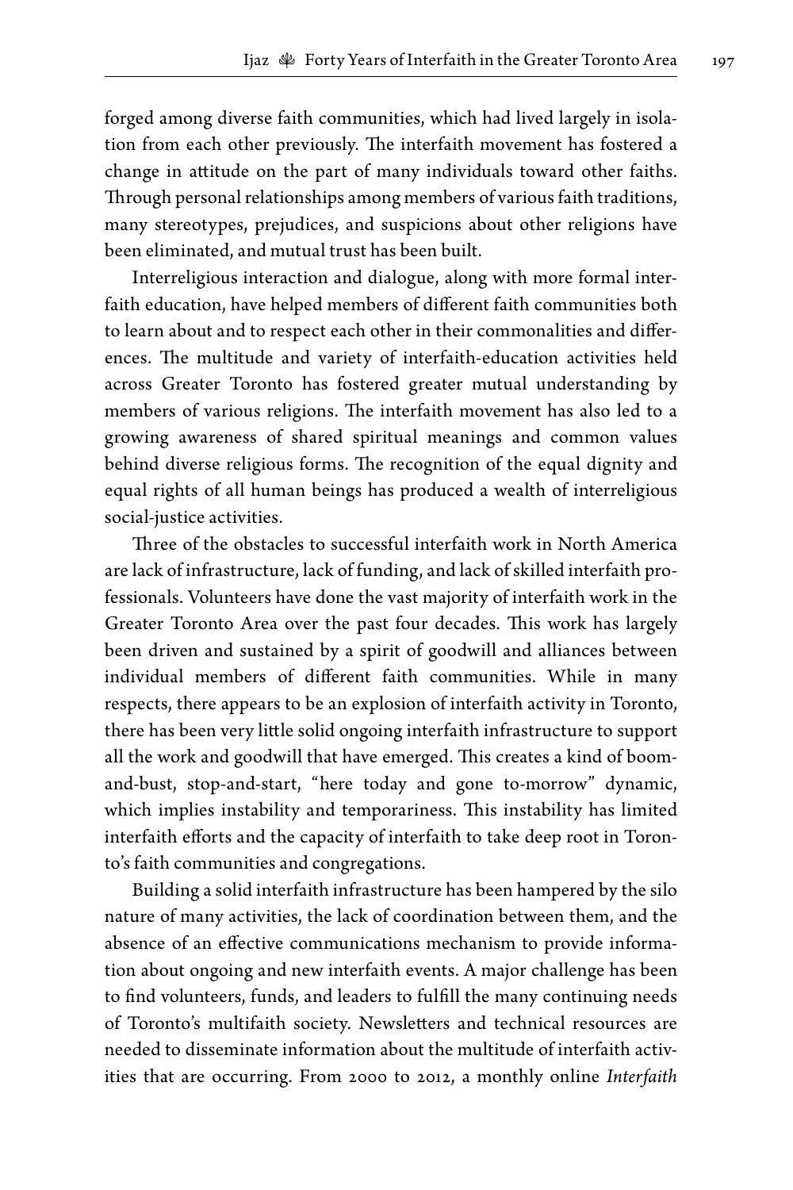forged among diverse faith communities, which had lived largely in isolation from each other previously. The interfaith movement has fostered a change in attitude on the part of many individuals toward other faiths. Through personal relationships among members of various faith traditions, many stereotypes, prejudices, and suspicions about other religions have been eliminated, and mutual trust has been built.

Interreligious interaction and dialogue, along with more formal interfaith education, have helped members of different faith communities both to learn about and to respect each other in their commonalities and differences. The multitude and variety of interfaith-education activities held across Greater Toronto has fostered greater mutual understanding by members of various religions. The interfaith movement has also led to a growing awareness of shared spiritual meanings and common values behind diverse religious forms. The recognition of the equal dignity and equal rights of all human beings has produced a wealth of interreligious social-justice activities.

Three of the obstacles to successful interfaith work in North America are lack of infrastructure, lack of funding, and lack of skilled interfaith professionals. Volunteers have done the vast majority of interfaith work in the Greater Toronto Area over the past four decades. This work has largely been driven and sustained by a spirit of goodwill and alliances between individual members of different faith communities. While in many respects, there appears to be an explosion of interfaith activity in Toronto, there has been very little solid ongoing interfaith infrastructure to support all the work and goodwill that have emerged. This creates a kind of boom-and-bust, stop-and-start, "here today and gone to-morrow" dynamic, which implies instability and temporariness. This instability has limited interfaith efforts and the capacity of interfaith to take deep root in Toronto's faith communities and congregations.

Building a solid interfaith infrastructure has been hampered by the silo nature of many activities, the lack of coordination between them, and the absence of an effective communications mechanism to provide information about ongoing and new interfaith events. A major challenge has been to find volunteers, funds, and leaders to fulfill the many continuing needs of Toronto's multifaith society. Newsletters and technical resources are needed to disseminate information about the multitude of interfaith activities that are occurring. From 2000 to 2012, a monthly online *Interfaith*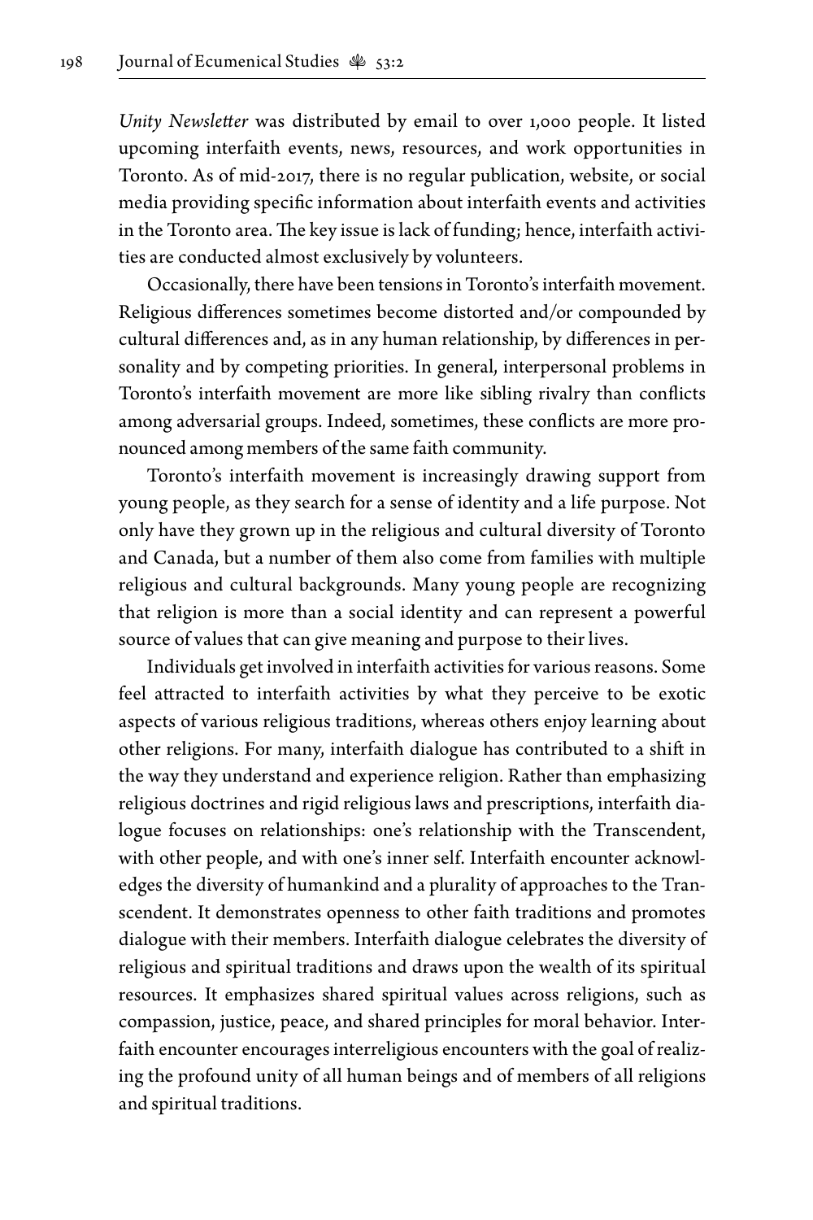*Unity Newsletter* was distributed by email to over 1,000 people. It listed upcoming interfaith events, news, resources, and work opportunities in Toronto. As of mid-2017, there is no regular publication, website, or social media providing specific information about interfaith events and activities in the Toronto area. The key issue is lack of funding; hence, interfaith activities are conducted almost exclusively by volunteers.

Occasionally, there have been tensions in Toronto's interfaith movement. Religious differences sometimes become distorted and/or compounded by cultural differences and, as in any human relationship, by differences in personality and by competing priorities. In general, interpersonal problems in Toronto's interfaith movement are more like sibling rivalry than conflicts among adversarial groups. Indeed, sometimes, these conflicts are more pronounced among members of the same faith community.

Toronto's interfaith movement is increasingly drawing support from young people, as they search for a sense of identity and a life purpose. Not only have they grown up in the religious and cultural diversity of Toronto and Canada, but a number of them also come from families with multiple religious and cultural backgrounds. Many young people are recognizing that religion is more than a social identity and can represent a powerful source of values that can give meaning and purpose to their lives.

Individuals get involved in interfaith activities for various reasons. Some feel attracted to interfaith activities by what they perceive to be exotic aspects of various religious traditions, whereas others enjoy learning about other religions. For many, interfaith dialogue has contributed to a shift in the way they understand and experience religion. Rather than emphasizing religious doctrines and rigid religious laws and prescriptions, interfaith dialogue focuses on relationships: one's relationship with the Transcendent, with other people, and with one's inner self. Interfaith encounter acknowledges the diversity of humankind and a plurality of approaches to the Transcendent. It demonstrates openness to other faith traditions and promotes dialogue with their members. Interfaith dialogue celebrates the diversity of religious and spiritual traditions and draws upon the wealth of its spiritual resources. It emphasizes shared spiritual values across religions, such as compassion, justice, peace, and shared principles for moral behavior. Interfaith encounter encourages interreligious encounters with the goal of realizing the profound unity of all human beings and of members of all religions and spiritual traditions.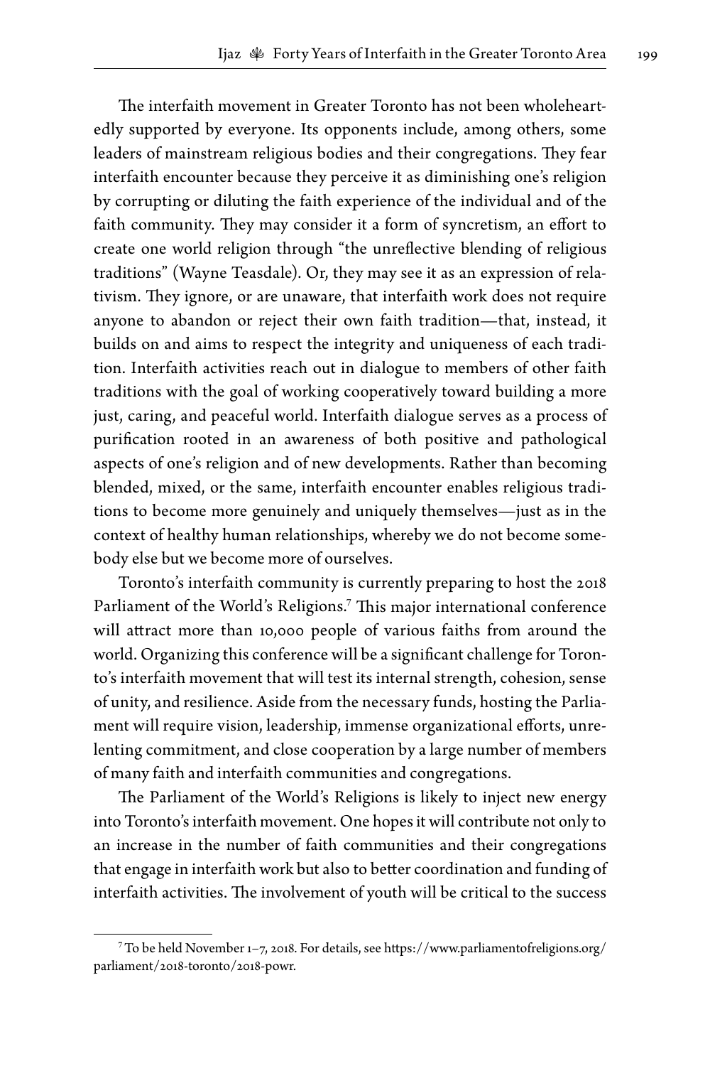The interfaith movement in Greater Toronto has not been wholeheartedly supported by everyone. Its opponents include, among others, some leaders of mainstream religious bodies and their congregations. They fear interfaith encounter because they perceive it as diminishing one's religion by corrupting or diluting the faith experience of the individual and of the faith community. They may consider it a form of syncretism, an effort to create one world religion through "the unreflective blending of religious traditions" (Wayne Teasdale). Or, they may see it as an expression of relativism. They ignore, or are unaware, that interfaith work does not require anyone to abandon or reject their own faith tradition—that, instead, it builds on and aims to respect the integrity and uniqueness of each tradition. Interfaith activities reach out in dialogue to members of other faith traditions with the goal of working cooperatively toward building a more just, caring, and peaceful world. Interfaith dialogue serves as a process of purification rooted in an awareness of both positive and pathological aspects of one's religion and of new developments. Rather than becoming blended, mixed, or the same, interfaith encounter enables religious traditions to become more genuinely and uniquely themselves—just as in the context of healthy human relationships, whereby we do not become somebody else but we become more of ourselves.

Toronto's interfaith community is currently preparing to host the 2018 Parliament of the World's Religions.[7] This major international conference will attract more than 10,000 people of various faiths from around the world. Organizing this conference will be a significant challenge for Toronto's interfaith movement that will test its internal strength, cohesion, sense of unity, and resilience. Aside from the necessary funds, hosting the Parliament will require vision, leadership, immense organizational efforts, unrelenting commitment, and close cooperation by a large number of members of many faith and interfaith communities and congregations.

The Parliament of the World's Religions is likely to inject new energy into Toronto's interfaith movement. One hopes it will contribute not only to an increase in the number of faith communities and their congregations that engage in interfaith work but also to better coordination and funding of interfaith activities. The involvement of youth will be critical to the success

---

[7] To be held November 1–7, 2018. For details, see https://www.parliamentofreligions.org/parliament/2018-toronto/2018-powr.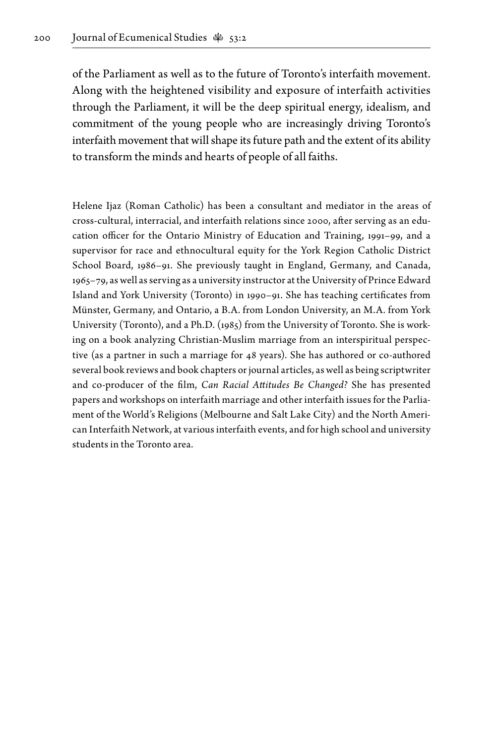of the Parliament as well as to the future of Toronto's interfaith movement. Along with the heightened visibility and exposure of interfaith activities through the Parliament, it will be the deep spiritual energy, idealism, and commitment of the young people who are increasingly driving Toronto's interfaith movement that will shape its future path and the extent of its ability to transform the minds and hearts of people of all faiths.

Helene Ijaz (Roman Catholic) has been a consultant and mediator in the areas of cross-cultural, interracial, and interfaith relations since 2000, after serving as an education officer for the Ontario Ministry of Education and Training, 1991–99, and a supervisor for race and ethnocultural equity for the York Region Catholic District School Board, 1986–91. She previously taught in England, Germany, and Canada, 1965–79, as well as serving as a university instructor at the University of Prince Edward Island and York University (Toronto) in 1990–91. She has teaching certificates from Münster, Germany, and Ontario, a B.A. from London University, an M.A. from York University (Toronto), and a Ph.D. (1985) from the University of Toronto. She is working on a book analyzing Christian-Muslim marriage from an interspiritual perspective (as a partner in such a marriage for 48 years). She has authored or co-authored several book reviews and book chapters or journal articles, as well as being scriptwriter and co-producer of the film, *Can Racial Attitudes Be Changed?* She has presented papers and workshops on interfaith marriage and other interfaith issues for the Parliament of the World's Religions (Melbourne and Salt Lake City) and the North American Interfaith Network, at various interfaith events, and for high school and university students in the Toronto area.